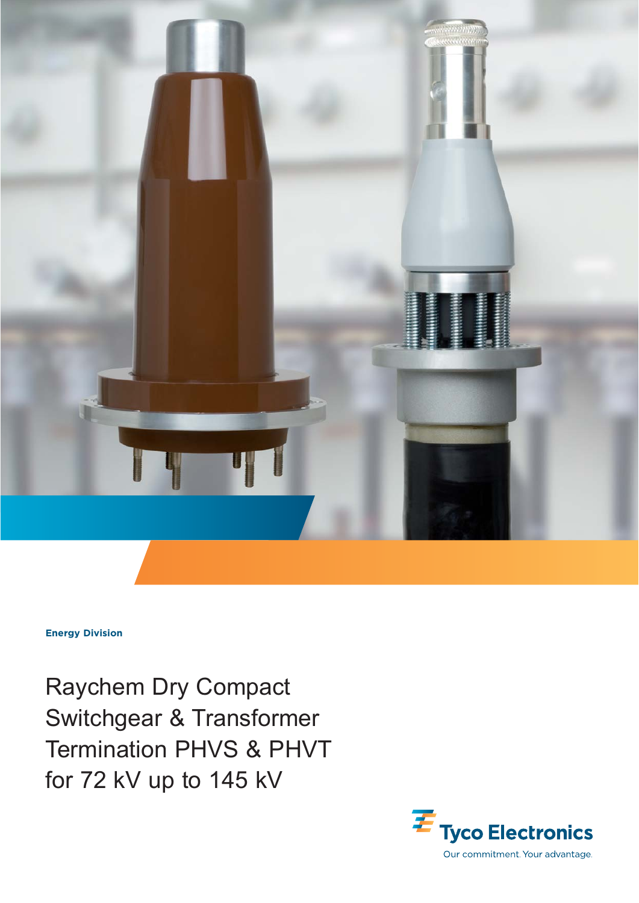**Energy Division**

# Raychem Dry Compact Switchgear & Transformer Termination PHVS & PHVT for 72 kV up to 145 kV

Tyco Electronics

Our commitment. Your advantage.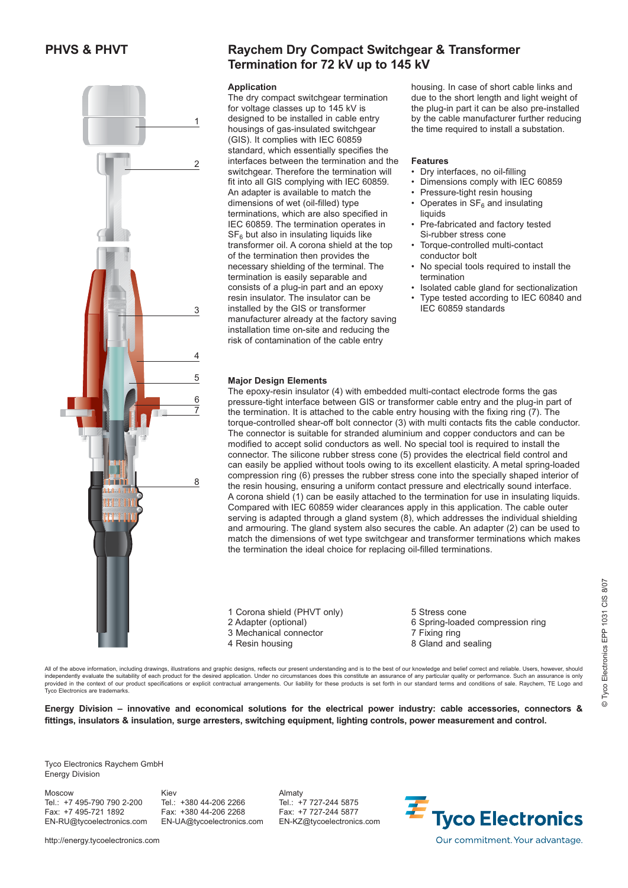# PHVS & PHVT

# Raychem Dry Compact Switchgear & Transformer Termination for 72 kV up to 145 kV

1

2

3

4

5

6

7

8

## Application

The dry compact switchgear termination for voltage classes up to 145 kV is designed to be installed in cable entry housings of gas-insulated switchgear (GIS). It complies with IEC 60859 standard, which essentially specifies the interfaces between the termination and the switchgear. Therefore the termination will fit into all GIS complying with IEC 60859. An adapter is available to match the dimensions of wet (oil-filled) type terminations, which are also specified in IEC 60859. The termination operates in $SF_6$ but also in insulating liquids like transformer oil. A corona shield at the top of the termination then provides the necessary shielding of the terminal. The termination is easily separable and consists of a plug-in part and an epoxy resin insulator. The insulator can be installed by the GIS or transformer manufacturer already at the factory saving installation time on-site and reducing the risk of contamination of the cable entry housing. In case of short cable links and due to the short length and light weight of the plug-in part it can be also pre-installed by the cable manufacturer further reducing the time required to install a substation.

## Features

- Dry interfaces, no oil-filling
- Dimensions comply with IEC 60859
- Pressure-tight resin housing
- Operates in $SF_6$ and insulating liquids
- Pre-fabricated and factory tested Si-rubber stress cone
- Torque-controlled multi-contact conductor bolt
- No special tools required to install the termination
- Isolated cable gland for sectionalization
- Type tested according to IEC 60840 and IEC 60859 standards

## Major Design Elements

The epoxy-resin insulator (4) with embedded multi-contact electrode forms the gas pressure-tight interface between GIS or transformer cable entry and the plug-in part of the termination. It is attached to the cable entry housing with the fixing ring (7). The torque-controlled shear-off bolt connector (3) with multi contacts fits the cable conductor. The connector is suitable for stranded aluminium and copper conductors and can be modified to accept solid conductors as well. No special tool is required to install the connector. The silicone rubber stress cone (5) provides the electrical field control and can easily be applied without tools owing to its excellent elasticity. A metal spring-loaded compression ring (6) presses the rubber stress cone into the specially shaped interior of the resin housing, ensuring a uniform contact pressure and electrically sound interface. A corona shield (1) can be easily attached to the termination for use in insulating liquids. Compared with IEC 60859 wider clearances apply in this application. The cable outer serving is adapted through a gland system (8), which addresses the individual shielding and armouring. The gland system also secures the cable. An adapter (2) can be used to match the dimensions of wet type switchgear and transformer terminations which makes the termination the ideal choice for replacing oil-filled terminations.

1 Corona shield (PHVT only)
2 Adapter (optional)
3 Mechanical connector
4 Resin housing
5 Stress cone
6 Spring-loaded compression ring
7 Fixing ring
8 Gland and sealing

All of the above information, including drawings, illustrations and graphic designs, reflects our present understanding and is to the best of our knowledge and belief correct and reliable. Users, however, should independently evaluate the suitability of each product for the desired application. Under no circumstances does this constitute an assurance of any particular quality or performance. Such an assurance is only provided in the context of our product specifications or explicit contractual arrangements. Our liability for these products is set forth in our standard terms and conditions of sale. Raychem, TE Logo and Tyco Electronics are trademarks.

**Energy Division – innovative and economical solutions for the electrical power industry: cable accessories, connectors & fittings, insulators & insulation, surge arresters, switching equipment, lighting controls, power measurement and control.**

Tyco Electronics Raychem GmbH
Energy Division

Moscow
Tel.: +7 495-790 790 2-200
Fax: +7 495-721 1892
EN-RU@tycoelectronics.com

Kiev
Tel.: +380 44-206 2266
Fax: +380 44-206 2268
EN-UA@tycoelectronics.com

Almaty
Tel.: +7 727-244 5875
Fax: +7 727-244 5877
EN-KZ@tycoelectronics.com

http://energy.tycoelectronics.com

Tyco Electronics
Our commitment. Your advantage.

© Tyco Electronics EPP 1031 CIS 8/07